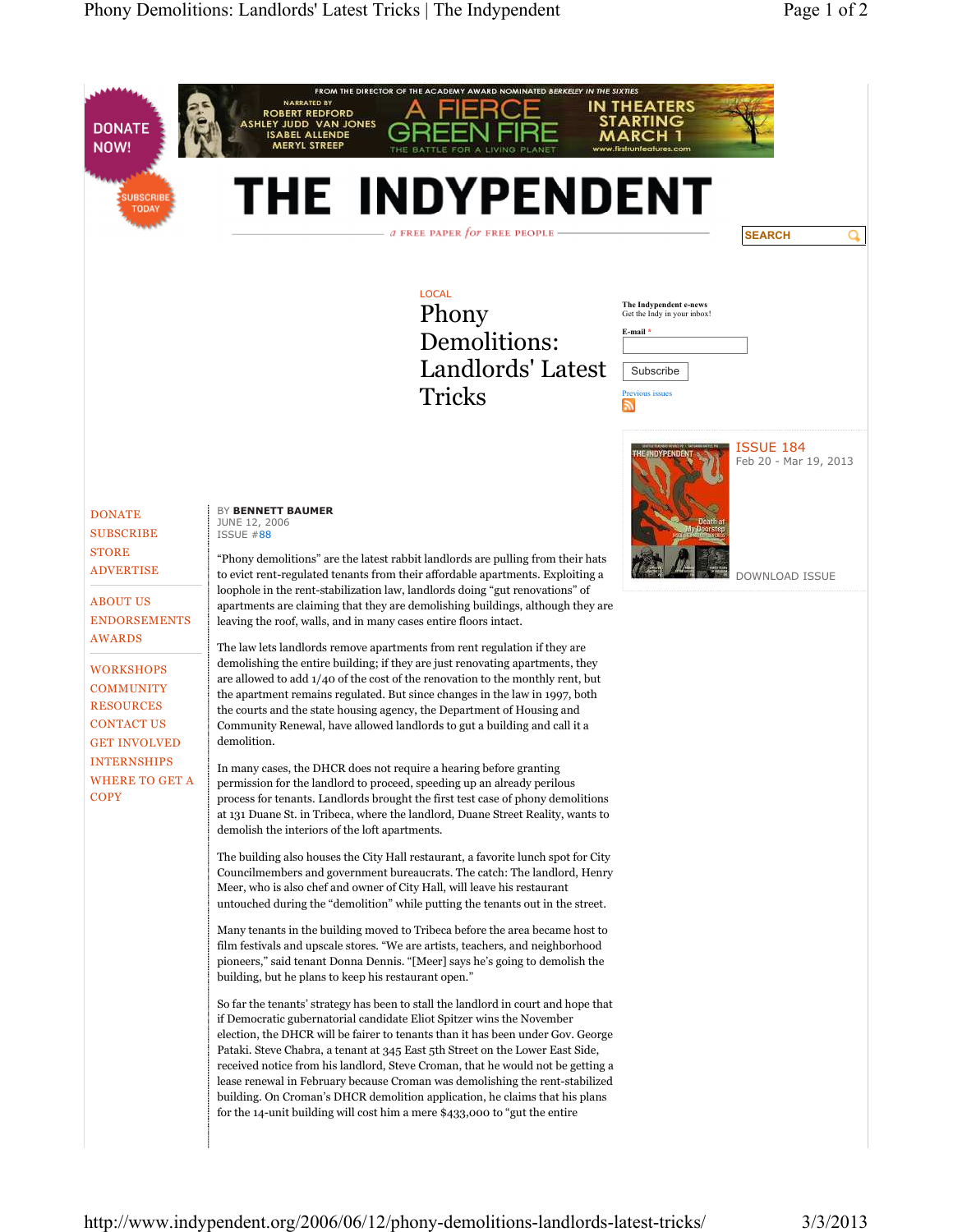LOCAL

# Phony Demolitions: Landlords' Latest Tricks

BY **BENNETT BAUMER**
JUNE 12, 2006
ISSUE #88

"Phony demolitions" are the latest rabbit landlords are pulling from their hats to evict rent-regulated tenants from their affordable apartments. Exploiting a loophole in the rent-stabilization law, landlords doing "gut renovations" of apartments are claiming that they are demolishing buildings, although they are leaving the roof, walls, and in many cases entire floors intact.

The law lets landlords remove apartments from rent regulation if they are demolishing the entire building; if they are just renovating apartments, they are allowed to add 1/40 of the cost of the renovation to the monthly rent, but the apartment remains regulated. But since changes in the law in 1997, both the courts and the state housing agency, the Department of Housing and Community Renewal, have allowed landlords to gut a building and call it a demolition.

In many cases, the DHCR does not require a hearing before granting permission for the landlord to proceed, speeding up an already perilous process for tenants. Landlords brought the first test case of phony demolitions at 131 Duane St. in Tribeca, where the landlord, Duane Street Reality, wants to demolish the interiors of the loft apartments.

The building also houses the City Hall restaurant, a favorite lunch spot for City Councilmembers and government bureaucrats. The catch: The landlord, Henry Meer, who is also chef and owner of City Hall, will leave his restaurant untouched during the "demolition" while putting the tenants out in the street.

Many tenants in the building moved to Tribeca before the area became host to film festivals and upscale stores. "We are artists, teachers, and neighborhood pioneers," said tenant Donna Dennis. "[Meer] says he's going to demolish the building, but he plans to keep his restaurant open."

So far the tenants' strategy has been to stall the landlord in court and hope that if Democratic gubernatorial candidate Eliot Spitzer wins the November election, the DHCR will be fairer to tenants than it has been under Gov. George Pataki. Steve Chabra, a tenant at 345 East 5th Street on the Lower East Side, received notice from his landlord, Steve Croman, that he would not be getting a lease renewal in February because Croman was demolishing the rent-stabilized building. On Croman's DHCR demolition application, he claims that his plans for the 14-unit building will cost him a mere $433,000 to "gut the entire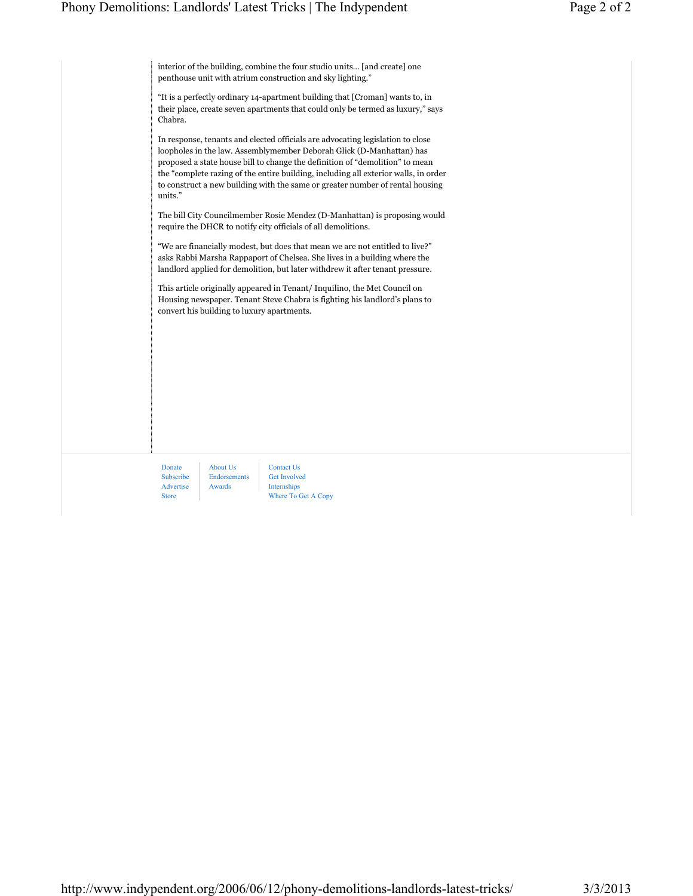interior of the building, combine the four studio units… [and create] one penthouse unit with atrium construction and sky lighting."

"It is a perfectly ordinary 14-apartment building that [Croman] wants to, in their place, create seven apartments that could only be termed as luxury," says Chabra.

In response, tenants and elected officials are advocating legislation to close loopholes in the law. Assemblymember Deborah Glick (D-Manhattan) has proposed a state house bill to change the definition of "demolition" to mean the "complete razing of the entire building, including all exterior walls, in order to construct a new building with the same or greater number of rental housing units."

The bill City Councilmember Rosie Mendez (D-Manhattan) is proposing would require the DHCR to notify city officials of all demolitions.

"We are financially modest, but does that mean we are not entitled to live?" asks Rabbi Marsha Rappaport of Chelsea. She lives in a building where the landlord applied for demolition, but later withdrew it after tenant pressure.

This article originally appeared in Tenant/ Inquilino, the Met Council on Housing newspaper. Tenant Steve Chabra is fighting his landlord's plans to convert his building to luxury apartments.

Donate
Subscribe
Advertise
Store

About Us
Endorsements
Awards

Contact Us
Get Involved
Internships
Where To Get A Copy